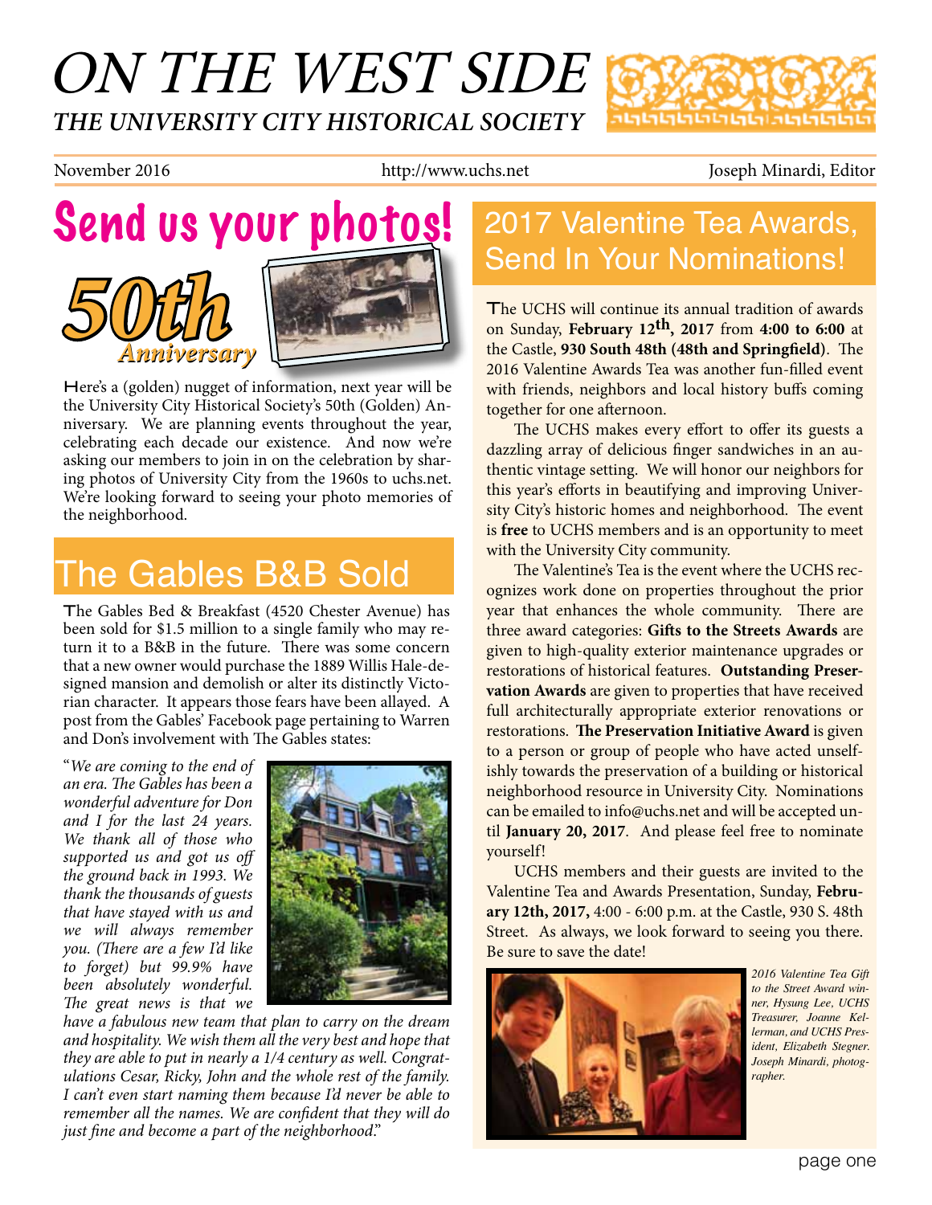# ON THE WEST SIDE

## THE UNIVERSITY CITY HISTORICAL SOCIETY

November 2016 http://www.uchs.net Joseph Minardi, Editor

## Send us your photos!

**50th Anniversary**

Here's a (golden) nugget of information, next year will be the University City Historical Society's 50th (Golden) Anniversary. We are planning events throughout the year, celebrating each decade our existence. And now we're asking our members to join in on the celebration by sharing photos of University City from the 1960s to uchs.net. We're looking forward to seeing your photo memories of the neighborhood.

## The Gables B&B Sold

The Gables Bed & Breakfast (4520 Chester Avenue) has been sold for $1.5 million to a single family who may return it to a B&B in the future. There was some concern that a new owner would purchase the 1889 Willis Hale-designed mansion and demolish or alter its distinctly Victorian character. It appears those fears have been allayed. A post from the Gables' Facebook page pertaining to Warren and Don's involvement with The Gables states:

"*We are coming to the end of an era. The Gables has been a wonderful adventure for Don and I for the last 24 years. We thank all of those who supported us and got us off the ground back in 1993. We thank the thousands of guests that have stayed with us and we will always remember you. (There are a few I'd like to forget) but 99.9% have been absolutely wonderful. The great news is that we have a fabulous new team that plan to carry on the dream and hospitality. We wish them all the very best and hope that they are able to put in nearly a 1/4 century as well. Congratulations Cesar, Ricky, John and the whole rest of the family. I can't even start naming them because I'd never be able to remember all the names. We are confident that they will do just fine and become a part of the neighborhood.*"

## 2017 Valentine Tea Awards, Send In Your Nominations!

The UCHS will continue its annual tradition of awards on Sunday, **February 12th, 2017** from **4:00 to 6:00** at the Castle, **930 South 48th (48th and Springfield)**. The 2016 Valentine Awards Tea was another fun-filled event with friends, neighbors and local history buffs coming together for one afternoon.

The UCHS makes every effort to offer its guests a dazzling array of delicious finger sandwiches in an authentic vintage setting. We will honor our neighbors for this year's efforts in beautifying and improving University City's historic homes and neighborhood. The event is **free** to UCHS members and is an opportunity to meet with the University City community.

The Valentine's Tea is the event where the UCHS recognizes work done on properties throughout the prior year that enhances the whole community. There are three award categories: **Gifts to the Streets Awards** are given to high-quality exterior maintenance upgrades or restorations of historical features. **Outstanding Preservation Awards** are given to properties that have received full architecturally appropriate exterior renovations or restorations. **The Preservation Initiative Award** is given to a person or group of people who have acted unselfishly towards the preservation of a building or historical neighborhood resource in University City. Nominations can be emailed to info@uchs.net and will be accepted until **January 20, 2017**. And please feel free to nominate yourself!

UCHS members and their guests are invited to the Valentine Tea and Awards Presentation, Sunday, **February 12th, 2017,** 4:00 - 6:00 p.m. at the Castle, 930 S. 48th Street. As always, we look forward to seeing you there. Be sure to save the date!

*2016 Valentine Tea Gift to the Street Award winner, Hysung Lee, UCHS Treasurer, Joanne Kellerman, and UCHS President, Elizabeth Stegner. Joseph Minardi, photographer.*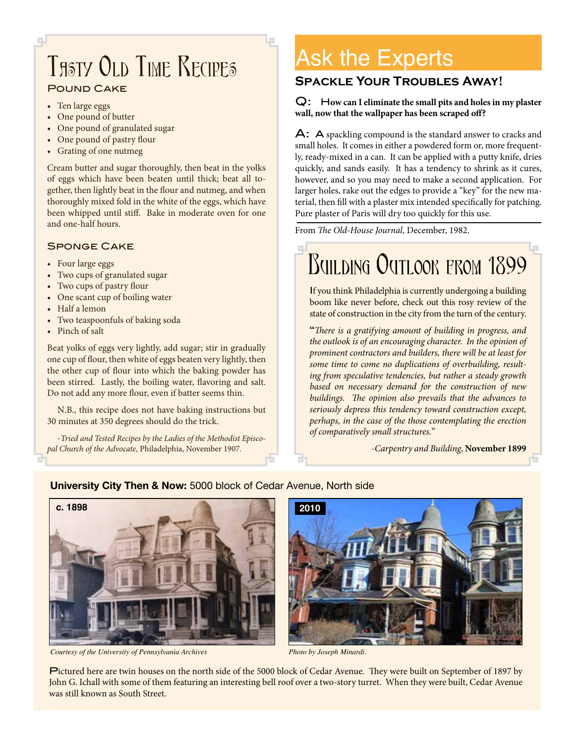# Tasty Old Time Recipes

## Pound Cake

- Ten large eggs
- One pound of butter
- One pound of granulated sugar
- One pound of pastry flour
- Grating of one nutmeg

Cream butter and sugar thoroughly, then beat in the yolks of eggs which have been beaten until thick; beat all together, then lightly beat in the flour and nutmeg, and when thoroughly mixed fold in the white of the eggs, which have been whipped until stiff. Bake in moderate oven for one and one-half hours.

## Sponge Cake

- Four large eggs
- Two cups of granulated sugar
- Two cups of pastry flour
- One scant cup of boiling water
- Half a lemon
- Two teaspoonfuls of baking soda
- Pinch of salt

Beat yolks of eggs very lightly, add sugar; stir in gradually one cup of flour, then white of eggs beaten very lightly, then the other cup of flour into which the baking powder has been stirred. Lastly, the boiling water, flavoring and salt. Do not add any more flour, even if batter seems thin.

N.B., this recipe does not have baking instructions but 30 minutes at 350 degrees should do the trick.

*-Tried and Tested Recipes by the Ladies of the Methodist Episcopal Church of the Advocate,* Philadelphia, November 1907.

# Ask the Experts

## Spackle Your Troubles Away!

**Q: How can I eliminate the small pits and holes in my plaster wall, now that the wallpaper has been scraped off?**

**A:** A spackling compound is the standard answer to cracks and small holes. It comes in either a powdered form or, more frequently, ready-mixed in a can. It can be applied with a putty knife, dries quickly, and sands easily. It has a tendency to shrink as it cures, however, and so you may need to make a second application. For larger holes, rake out the edges to provide a "key" for the new material, then fill with a plaster mix intended specifically for patching. Pure plaster of Paris will dry too quickly for this use.

From *The Old-House Journal*, December, 1982.

# Building Outlook from 1899

If you think Philadelphia is currently undergoing a building boom like never before, check out this rosy review of the state of construction in the city from the turn of the century.

"*There is a gratifying amount of building in progress, and the outlook is of an encouraging character. In the opinion of prominent contractors and builders, there will be at least for some time to come no duplications of overbuilding, resulting from speculative tendencies, but rather a steady growth based on necessary demand for the construction of new buildings. The opinion also prevails that the advances to seriously depress this tendency toward construction except, perhaps, in the case of the those contemplating the erection of comparatively small structures.*"

*-Carpentry and Building*, **November 1899**

**University City Then & Now:** 5000 block of Cedar Avenue, North side

c. 1898

*Courtesy of the University of Pennsylvania Archives*

2010

*Photo by Joseph Minardi.*

Pictured here are twin houses on the north side of the 5000 block of Cedar Avenue. They were built on September of 1897 by John G. Ichall with some of them featuring an interesting bell roof over a two-story turret. When they were built, Cedar Avenue was still known as South Street.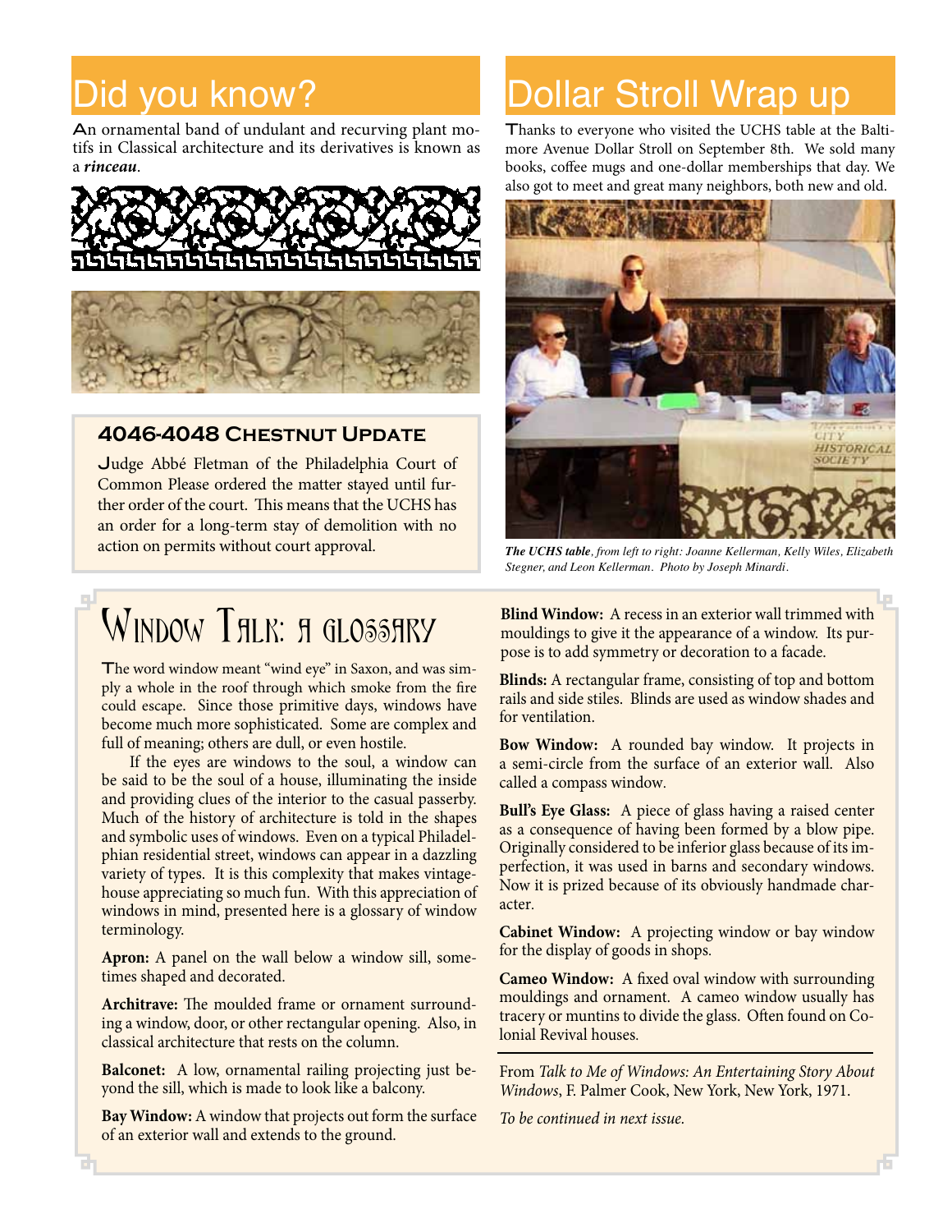# Did you know?

An ornamental band of undulant and recurving plant motifs in Classical architecture and its derivatives is known as a ***rinceau***.

### 4046-4048 Chestnut Update

Judge Abbé Fletman of the Philadelphia Court of Common Please ordered the matter stayed until further order of the court. This means that the UCHS has an order for a long-term stay of demolition with no action on permits without court approval.

# Dollar Stroll Wrap up

Thanks to everyone who visited the UCHS table at the Baltimore Avenue Dollar Stroll on September 8th. We sold many books, coffee mugs and one-dollar memberships that day. We also got to meet and great many neighbors, both new and old.

***The UCHS table**, from left to right: Joanne Kellerman, Kelly Wiles, Elizabeth Stegner, and Leon Kellerman. Photo by Joseph Minardi.*

# Window Talk: a glossary

The word window meant "wind eye" in Saxon, and was simply a whole in the roof through which smoke from the fire could escape. Since those primitive days, windows have become much more sophisticated. Some are complex and full of meaning; others are dull, or even hostile.

If the eyes are windows to the soul, a window can be said to be the soul of a house, illuminating the inside and providing clues of the interior to the casual passerby. Much of the history of architecture is told in the shapes and symbolic uses of windows. Even on a typical Philadelphian residential street, windows can appear in a dazzling variety of types. It is this complexity that makes vintage-house appreciating so much fun. With this appreciation of windows in mind, presented here is a glossary of window terminology.

**Apron:** A panel on the wall below a window sill, sometimes shaped and decorated.

**Architrave:** The moulded frame or ornament surrounding a window, door, or other rectangular opening. Also, in classical architecture that rests on the column.

**Balconet:** A low, ornamental railing projecting just beyond the sill, which is made to look like a balcony.

**Bay Window:** A window that projects out form the surface of an exterior wall and extends to the ground.

**Blind Window:** A recess in an exterior wall trimmed with mouldings to give it the appearance of a window. Its purpose is to add symmetry or decoration to a facade.

**Blinds:** A rectangular frame, consisting of top and bottom rails and side stiles. Blinds are used as window shades and for ventilation.

**Bow Window:** A rounded bay window. It projects in a semi-circle from the surface of an exterior wall. Also called a compass window.

**Bull's Eye Glass:** A piece of glass having a raised center as a consequence of having been formed by a blow pipe. Originally considered to be inferior glass because of its imperfection, it was used in barns and secondary windows. Now it is prized because of its obviously handmade character.

**Cabinet Window:** A projecting window or bay window for the display of goods in shops.

**Cameo Window:** A fixed oval window with surrounding mouldings and ornament. A cameo window usually has tracery or muntins to divide the glass. Often found on Colonial Revival houses.

---

From *Talk to Me of Windows: An Entertaining Story About Windows*, F. Palmer Cook, New York, New York, 1971.

*To be continued in next issue.*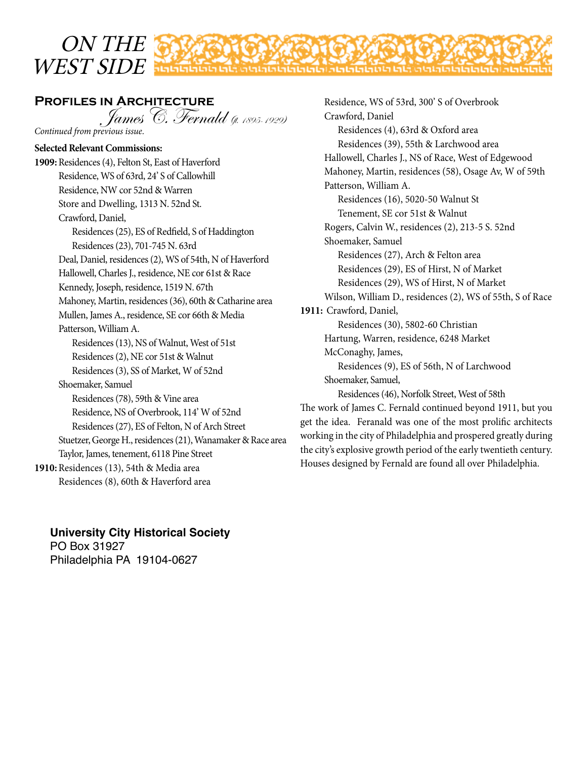# ON THE WEST SIDE

## Profiles in Architecture

### *James C. Fernald (fl. 1895-1929)*

*Continued from previous issue.*

**Selected Relevant Commissions:**

**1909:** Residences (4), Felton St, East of Haverford
- Residence, WS of 63rd, 24' S of Callowhill
- Residence, NW cor 52nd & Warren
- Store and Dwelling, 1313 N. 52nd St.
- Crawford, Daniel,
  - Residences (25), ES of Redfield, S of Haddington
  - Residences (23), 701-745 N. 63rd
- Deal, Daniel, residences (2), WS of 54th, N of Haverford
- Hallowell, Charles J., residence, NE cor 61st & Race
- Kennedy, Joseph, residence, 1519 N. 67th
- Mahoney, Martin, residences (36), 60th & Catharine area
- Mullen, James A., residence, SE cor 66th & Media
- Patterson, William A.
  - Residences (13), NS of Walnut, West of 51st
  - Residences (2), NE cor 51st & Walnut
  - Residences (3), SS of Market, W of 52nd
- Shoemaker, Samuel
  - Residences (78), 59th & Vine area
  - Residence, NS of Overbrook, 114' W of 52nd
  - Residences (27), ES of Felton, N of Arch Street
- Stuetzer, George H., residences (21), Wanamaker & Race area
- Taylor, James, tenement, 6118 Pine Street

**1910:** Residences (13), 54th & Media area
- Residences (8), 60th & Haverford area
- Residence, WS of 53rd, 300' S of Overbrook
- Crawford, Daniel
  - Residences (4), 63rd & Oxford area
  - Residences (39), 55th & Larchwood area
- Hallowell, Charles J., NS of Race, West of Edgewood
- Mahoney, Martin, residences (58), Osage Av, W of 59th
- Patterson, William A.
  - Residences (16), 5020-50 Walnut St
  - Tenement, SE cor 51st & Walnut
- Rogers, Calvin W., residences (2), 213-5 S. 52nd
- Shoemaker, Samuel
  - Residences (27), Arch & Felton area
  - Residences (29), ES of Hirst, N of Market
  - Residences (29), WS of Hirst, N of Market
- Wilson, William D., residences (2), WS of 55th, S of Race

**1911:** Crawford, Daniel,
  - Residences (30), 5802-60 Christian
- Hartung, Warren, residence, 6248 Market
- McConaghy, James,
  - Residences (9), ES of 56th, N of Larchwood
- Shoemaker, Samuel,
  - Residences (46), Norfolk Street, West of 58th

The work of James C. Fernald continued beyond 1911, but you get the idea. Feranald was one of the most prolific architects working in the city of Philadelphia and prospered greatly during the city's explosive growth period of the early twentieth century. Houses designed by Fernald are found all over Philadelphia.

**University City Historical Society**
PO Box 31927
Philadelphia PA 19104-0627